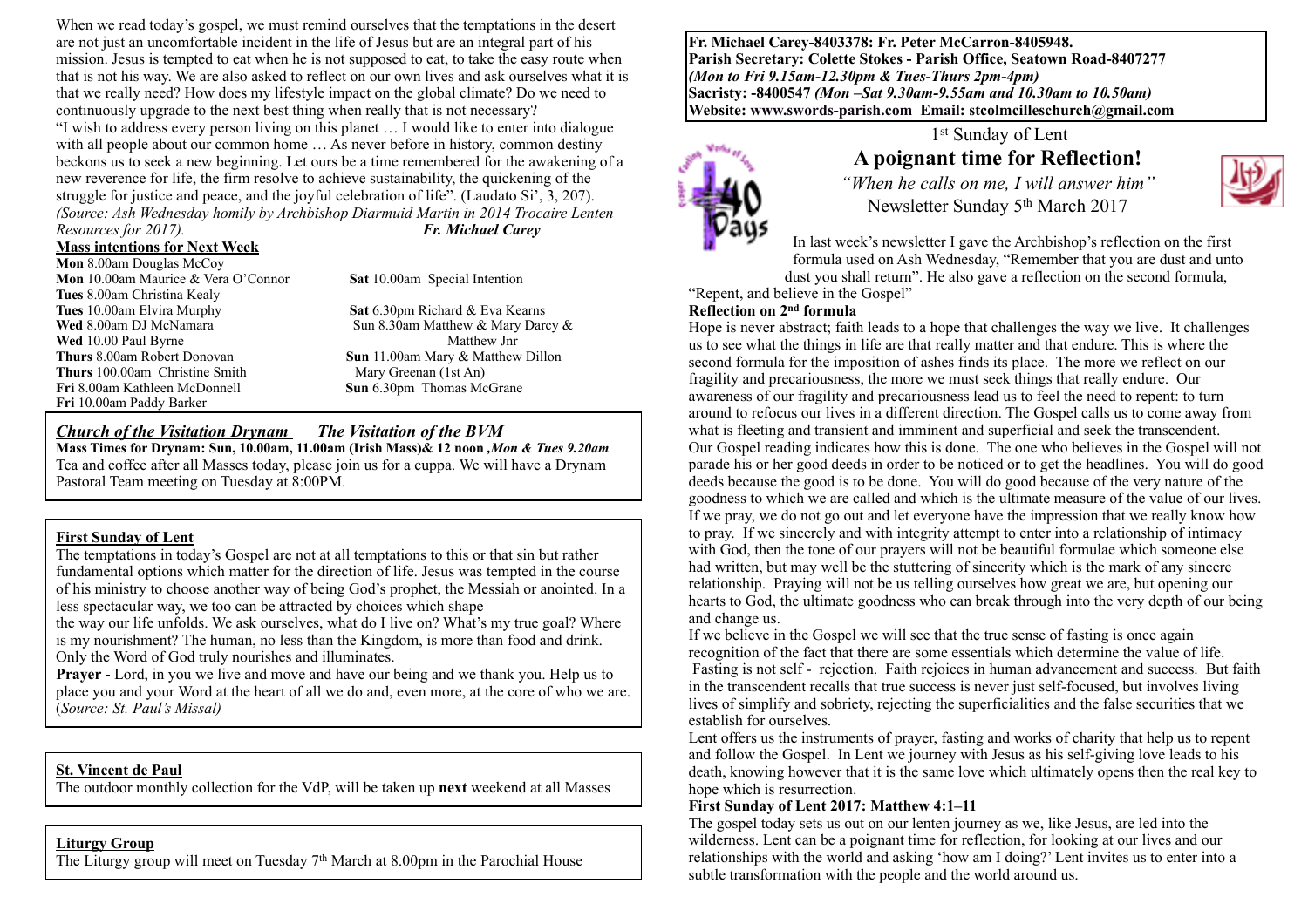When we read today's gospel, we must remind ourselves that the temptations in the desert are not just an uncomfortable incident in the life of Jesus but are an integral part of his mission. Jesus is tempted to eat when he is not supposed to eat, to take the easy route when that is not his way. We are also asked to reflect on our own lives and ask ourselves what it is that we really need? How does my lifestyle impact on the global climate? Do we need to continuously upgrade to the next best thing when really that is not necessary?

"I wish to address every person living on this planet … I would like to enter into dialogue with all people about our common home … As never before in history, common destiny beckons us to seek a new beginning. Let ours be a time remembered for the awakening of a new reverence for life, the firm resolve to achieve sustainability, the quickening of the struggle for justice and peace, and the joyful celebration of life". (Laudato Si', 3, 207). *(Source: Ash Wednesday homily by Archbishop Diarmuid Martin in 2014 Trocaire Lenten Resources for 2017).* ***Fr. Michael Carey***

**Mass intentions for Next Week**

**Mon** 8.00am Douglas McCoy
**Mon** 10.00am Maurice & Vera O'Connor
**Tues** 8.00am Christina Kealy
**Tues** 10.00am Elvira Murphy
**Wed** 8.00am DJ McNamara
**Wed** 10.00 Paul Byrne
**Thurs** 8.00am Robert Donovan
**Thurs** 100.00am Christine Smith
**Fri** 8.00am Kathleen McDonnell
**Fri** 10.00am Paddy Barker
**Sat** 10.00am Special Intention
**Sat** 6.30pm Richard & Eva Kearns
Sun 8.30am Matthew & Mary Darcy & Matthew Jnr
**Sun** 11.00am Mary & Matthew Dillon Mary Greenan (1st An)
**Sun** 6.30pm Thomas McGrane

***Church of the Visitation Drynam*** ***The Visitation of the BVM***

**Mass Times for Drynam: Sun, 10.00am, 11.00am (Irish Mass)& 12 noon ,*Mon & Tues 9.20am***

Tea and coffee after all Masses today, please join us for a cuppa. We will have a Drynam Pastoral Team meeting on Tuesday at 8:00PM.

**First Sunday of Lent**

The temptations in today's Gospel are not at all temptations to this or that sin but rather fundamental options which matter for the direction of life. Jesus was tempted in the course of his ministry to choose another way of being God's prophet, the Messiah or anointed. In a less spectacular way, we too can be attracted by choices which shape the way our life unfolds. We ask ourselves, what do I live on? What's my true goal? Where is my nourishment? The human, no less than the Kingdom, is more than food and drink. Only the Word of God truly nourishes and illuminates.

**Prayer -** Lord, in you we live and move and have our being and we thank you. Help us to place you and your Word at the heart of all we do and, even more, at the core of who we are. (*Source: St. Paul's Missal)*

**St. Vincent de Paul**

The outdoor monthly collection for the VdP, will be taken up **next** weekend at all Masses

**Liturgy Group**

The Liturgy group will meet on Tuesday 7th March at 8.00pm in the Parochial House

**Fr. Michael Carey-8403378: Fr. Peter McCarron-8405948.**
**Parish Secretary: Colette Stokes - Parish Office, Seatown Road-8407277**
***(Mon to Fri 9.15am-12.30pm & Tues-Thurs 2pm-4pm)***
**Sacristy: -8400547 *(Mon –Sat 9.30am-9.55am and 10.30am to 10.50am)***
**Website: www.swords-parish.com Email: stcolmcilleschurch@gmail.com**

1st Sunday of Lent

# A poignant time for Reflection!

*"When he calls on me, I will answer him"*

Newsletter Sunday 5th March 2017

In last week's newsletter I gave the Archbishop's reflection on the first formula used on Ash Wednesday, "Remember that you are dust and unto dust you shall return". He also gave a reflection on the second formula, "Repent, and believe in the Gospel"

**Reflection on 2nd formula**

Hope is never abstract; faith leads to a hope that challenges the way we live. It challenges us to see what the things in life are that really matter and that endure. This is where the second formula for the imposition of ashes finds its place. The more we reflect on our fragility and precariousness, the more we must seek things that really endure. Our awareness of our fragility and precariousness lead us to feel the need to repent: to turn around to refocus our lives in a different direction. The Gospel calls us to come away from what is fleeting and transient and imminent and superficial and seek the transcendent.

Our Gospel reading indicates how this is done. The one who believes in the Gospel will not parade his or her good deeds in order to be noticed or to get the headlines. You will do good deeds because the good is to be done. You will do good because of the very nature of the goodness to which we are called and which is the ultimate measure of the value of our lives. If we pray, we do not go out and let everyone have the impression that we really know how to pray. If we sincerely and with integrity attempt to enter into a relationship of intimacy with God, then the tone of our prayers will not be beautiful formulae which someone else had written, but may well be the stuttering of sincerity which is the mark of any sincere relationship. Praying will not be us telling ourselves how great we are, but opening our hearts to God, the ultimate goodness who can break through into the very depth of our being and change us.

If we believe in the Gospel we will see that the true sense of fasting is once again recognition of the fact that there are some essentials which determine the value of life. Fasting is not self - rejection. Faith rejoices in human advancement and success. But faith in the transcendent recalls that true success is never just self-focused, but involves living lives of simplify and sobriety, rejecting the superficialities and the false securities that we establish for ourselves.

Lent offers us the instruments of prayer, fasting and works of charity that help us to repent and follow the Gospel. In Lent we journey with Jesus as his self-giving love leads to his death, knowing however that it is the same love which ultimately opens then the real key to hope which is resurrection.

**First Sunday of Lent 2017: Matthew 4:1–11**

The gospel today sets us out on our lenten journey as we, like Jesus, are led into the wilderness. Lent can be a poignant time for reflection, for looking at our lives and our relationships with the world and asking 'how am I doing?' Lent invites us to enter into a subtle transformation with the people and the world around us.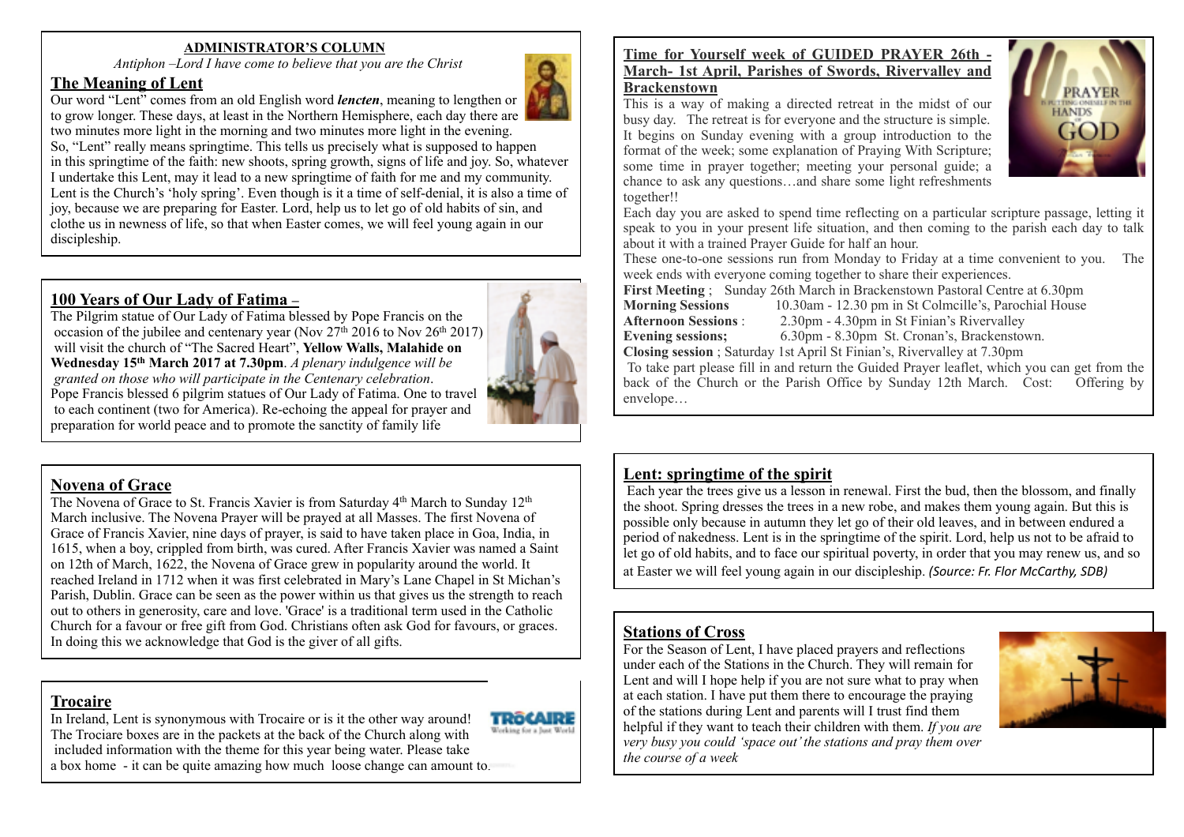## ADMINISTRATOR'S COLUMN

*Antiphon –Lord I have come to believe that you are the Christ*

## The Meaning of Lent

Our word "Lent" comes from an old English word ***lencten***, meaning to lengthen or to grow longer. These days, at least in the Northern Hemisphere, each day there are two minutes more light in the morning and two minutes more light in the evening. So, "Lent" really means springtime. This tells us precisely what is supposed to happen in this springtime of the faith: new shoots, spring growth, signs of life and joy. So, whatever I undertake this Lent, may it lead to a new springtime of faith for me and my community. Lent is the Church's 'holy spring'. Even though is it a time of self-denial, it is also a time of joy, because we are preparing for Easter. Lord, help us to let go of old habits of sin, and clothe us in newness of life, so that when Easter comes, we will feel young again in our discipleship.

## 100 Years of Our Lady of Fatima –

The Pilgrim statue of Our Lady of Fatima blessed by Pope Francis on the occasion of the jubilee and centenary year (Nov 27th 2016 to Nov 26th 2017) will visit the church of "The Sacred Heart", **Yellow Walls, Malahide on Wednesday 15th March 2017 at 7.30pm**. *A plenary indulgence will be granted on those who will participate in the Centenary celebration*. Pope Francis blessed 6 pilgrim statues of Our Lady of Fatima. One to travel to each continent (two for America). Re-echoing the appeal for prayer and preparation for world peace and to promote the sanctity of family life

## Novena of Grace

The Novena of Grace to St. Francis Xavier is from Saturday 4th March to Sunday 12th March inclusive. The Novena Prayer will be prayed at all Masses. The first Novena of Grace of Francis Xavier, nine days of prayer, is said to have taken place in Goa, India, in 1615, when a boy, crippled from birth, was cured. After Francis Xavier was named a Saint on 12th of March, 1622, the Novena of Grace grew in popularity around the world. It reached Ireland in 1712 when it was first celebrated in Mary's Lane Chapel in St Michan's Parish, Dublin. Grace can be seen as the power within us that gives us the strength to reach out to others in generosity, care and love. 'Grace' is a traditional term used in the Catholic Church for a favour or free gift from God. Christians often ask God for favours, or graces. In doing this we acknowledge that God is the giver of all gifts.

## Trocaire

In Ireland, Lent is synonymous with Trocaire or is it the other way around! The Trociare boxes are in the packets at the back of the Church along with included information with the theme for this year being water. Please take a box home - it can be quite amazing how much loose change can amount to.

## Time for Yourself week of GUIDED PRAYER 26th - March- 1st April, Parishes of Swords, Rivervalley and Brackenstown

This is a way of making a directed retreat in the midst of our busy day. The retreat is for everyone and the structure is simple. It begins on Sunday evening with a group introduction to the format of the week; some explanation of Praying With Scripture; some time in prayer together; meeting your personal guide; a chance to ask any questions…and share some light refreshments together!!

Each day you are asked to spend time reflecting on a particular scripture passage, letting it speak to you in your present life situation, and then coming to the parish each day to talk about it with a trained Prayer Guide for half an hour.

These one-to-one sessions run from Monday to Friday at a time convenient to you. The week ends with everyone coming together to share their experiences.

**First Meeting** ; Sunday 26th March in Brackenstown Pastoral Centre at 6.30pm
**Morning Sessions** 10.30am - 12.30 pm in St Colmcille's, Parochial House
**Afternoon Sessions** : 2.30pm - 4.30pm in St Finian's Rivervalley
**Evening sessions;** 6.30pm - 8.30pm St. Cronan's, Brackenstown.
**Closing session** ; Saturday 1st April St Finian's, Rivervalley at 7.30pm

To take part please fill in and return the Guided Prayer leaflet, which you can get from the back of the Church or the Parish Office by Sunday 12th March. Cost: Offering by envelope…

## Lent: springtime of the spirit

Each year the trees give us a lesson in renewal. First the bud, then the blossom, and finally the shoot. Spring dresses the trees in a new robe, and makes them young again. But this is possible only because in autumn they let go of their old leaves, and in between endured a period of nakedness. Lent is in the springtime of the spirit. Lord, help us not to be afraid to let go of old habits, and to face our spiritual poverty, in order that you may renew us, and so at Easter we will feel young again in our discipleship. *(Source: Fr. Flor McCarthy, SDB)*

## Stations of Cross

For the Season of Lent, I have placed prayers and reflections under each of the Stations in the Church. They will remain for Lent and will I hope help if you are not sure what to pray when at each station. I have put them there to encourage the praying of the stations during Lent and parents will I trust find them helpful if they want to teach their children with them. *If you are very busy you could 'space out' the stations and pray them over the course of a week*